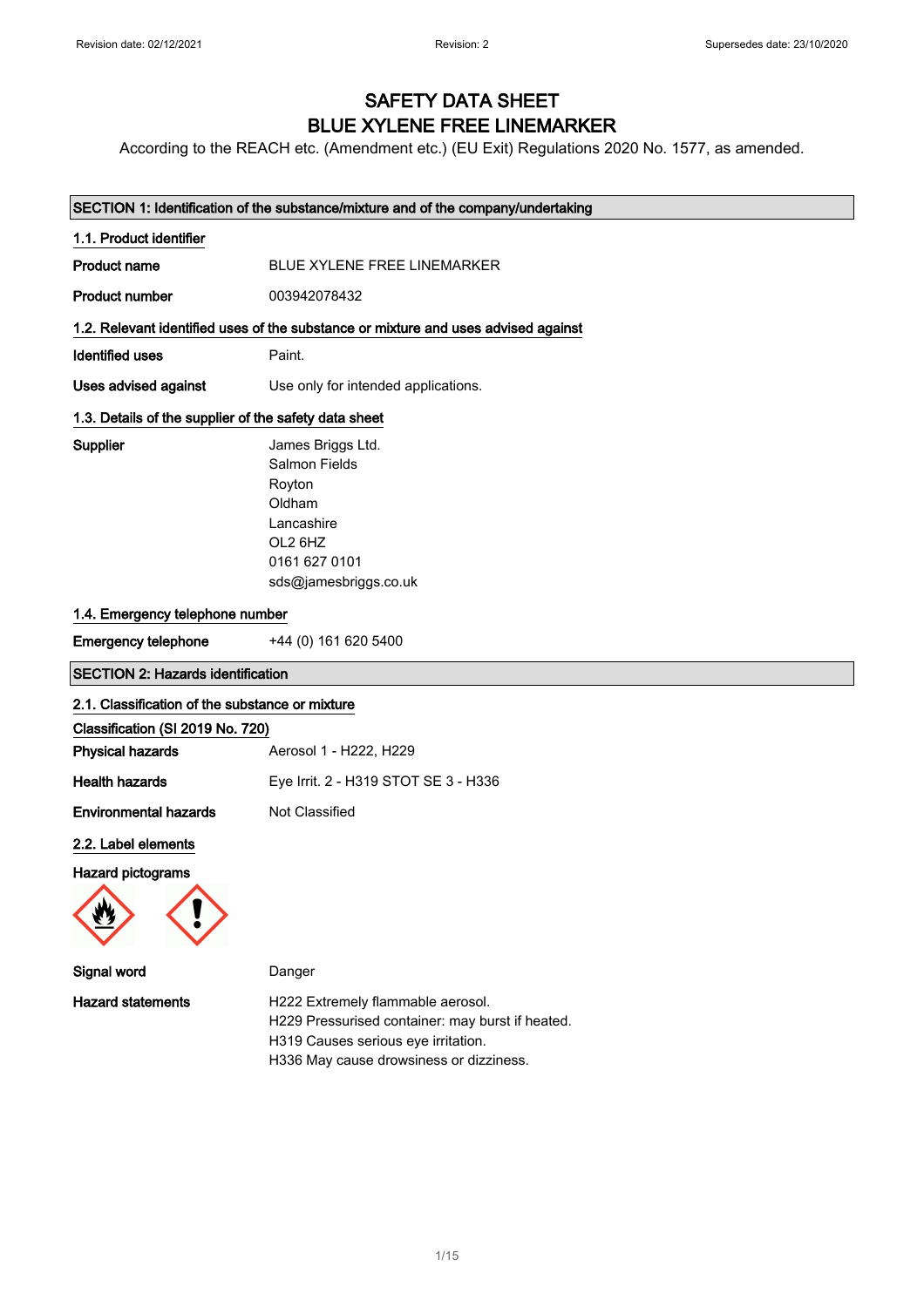Revision date: 02/12/2021 Revision: 2 Supersedes date: 23/10/2020

# SAFETY DATA SHEET
# BLUE XYLENE FREE LINEMARKER

According to the REACH etc. (Amendment etc.) (EU Exit) Regulations 2020 No. 1577, as amended.

## SECTION 1: Identification of the substance/mixture and of the company/undertaking

### 1.1. Product identifier

**Product name** BLUE XYLENE FREE LINEMARKER

**Product number** 003942078432

### 1.2. Relevant identified uses of the substance or mixture and uses advised against

**Identified uses** Paint.

**Uses advised against** Use only for intended applications.

### 1.3. Details of the supplier of the safety data sheet

**Supplier**
James Briggs Ltd.
Salmon Fields
Royton
Oldham
Lancashire
OL2 6HZ
0161 627 0101
sds@jamesbriggs.co.uk

### 1.4. Emergency telephone number

**Emergency telephone** +44 (0) 161 620 5400

## SECTION 2: Hazards identification

### 2.1. Classification of the substance or mixture

**Classification (SI 2019 No. 720)**

**Physical hazards** Aerosol 1 - H222, H229

**Health hazards** Eye Irrit. 2 - H319 STOT SE 3 - H336

**Environmental hazards** Not Classified

### 2.2. Label elements

**Hazard pictograms**

**Signal word** Danger

**Hazard statements**
H222 Extremely flammable aerosol.
H229 Pressurised container: may burst if heated.
H319 Causes serious eye irritation.
H336 May cause drowsiness or dizziness.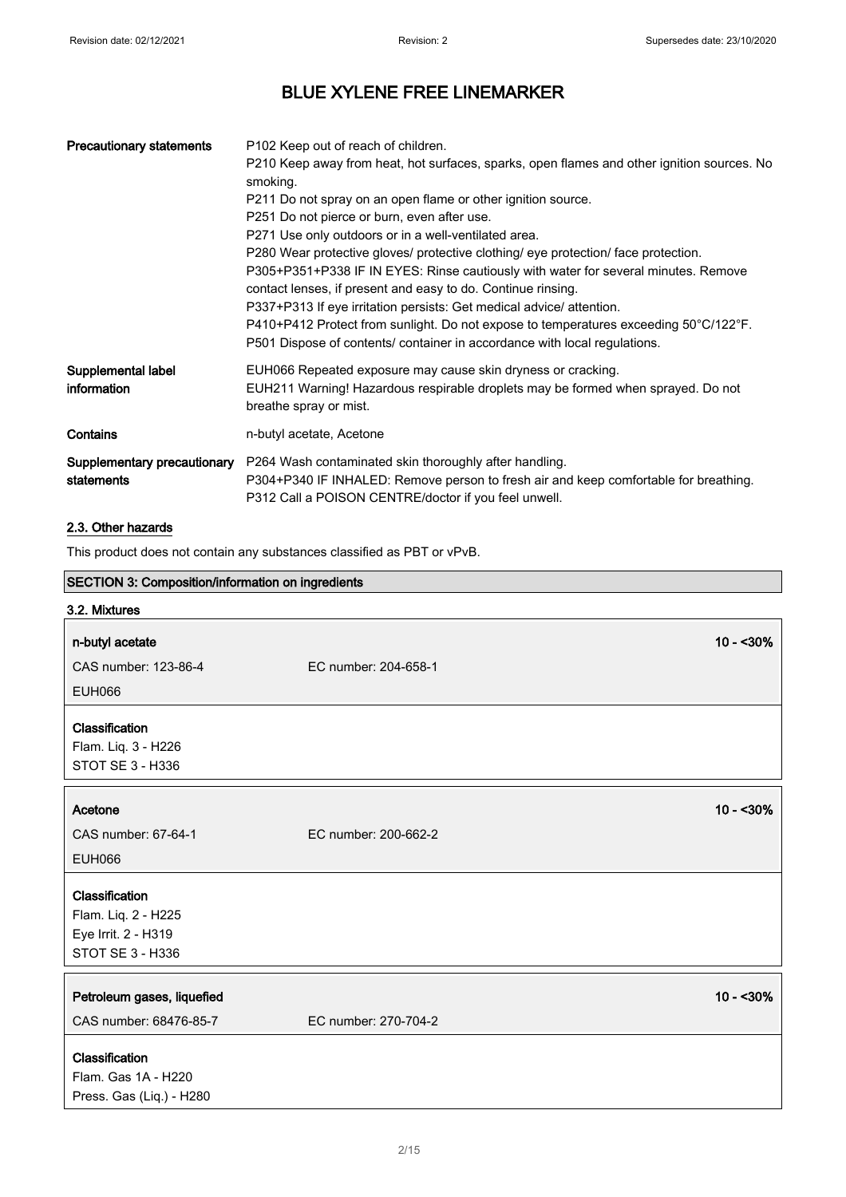| | |
|---|---|
| **Precautionary statements** | P102 Keep out of reach of children.<br>P210 Keep away from heat, hot surfaces, sparks, open flames and other ignition sources. No smoking.<br>P211 Do not spray on an open flame or other ignition source.<br>P251 Do not pierce or burn, even after use.<br>P271 Use only outdoors or in a well-ventilated area.<br>P280 Wear protective gloves/ protective clothing/ eye protection/ face protection.<br>P305+P351+P338 IF IN EYES: Rinse cautiously with water for several minutes. Remove contact lenses, if present and easy to do. Continue rinsing.<br>P337+P313 If eye irritation persists: Get medical advice/ attention.<br>P410+P412 Protect from sunlight. Do not expose to temperatures exceeding 50°C/122°F.<br>P501 Dispose of contents/ container in accordance with local regulations. |
| **Supplemental label information** | EUH066 Repeated exposure may cause skin dryness or cracking.<br>EUH211 Warning! Hazardous respirable droplets may be formed when sprayed. Do not breathe spray or mist. |
| **Contains** | n-butyl acetate, Acetone |
| **Supplementary precautionary statements** | P264 Wash contaminated skin thoroughly after handling.<br>P304+P340 IF INHALED: Remove person to fresh air and keep comfortable for breathing.<br>P312 Call a POISON CENTRE/doctor if you feel unwell. |

### 2.3. Other hazards

This product does not contain any substances classified as PBT or vPvB.

## SECTION 3: Composition/information on ingredients

### 3.2. Mixtures

**n-butyl acetate** 10 - <30%

CAS number: 123-86-4 EC number: 204-658-1

EUH066

**Classification**
Flam. Liq. 3 - H226
STOT SE 3 - H336

**Acetone** 10 - <30%

CAS number: 67-64-1 EC number: 200-662-2

EUH066

**Classification**
Flam. Liq. 2 - H225
Eye Irrit. 2 - H319
STOT SE 3 - H336

**Petroleum gases, liquefied** 10 - <30%

CAS number: 68476-85-7 EC number: 270-704-2

**Classification**
Flam. Gas 1A - H220
Press. Gas (Liq.) - H280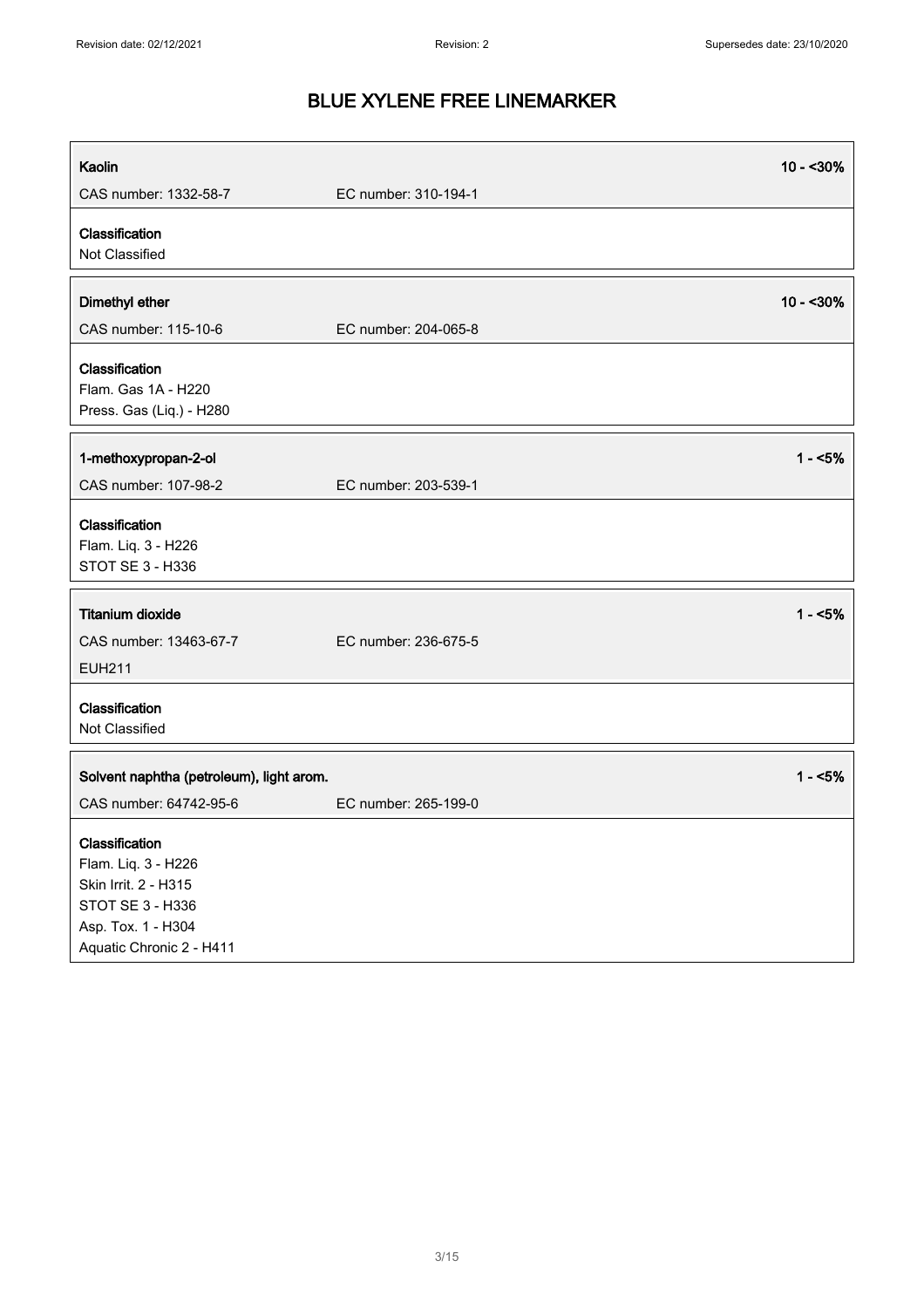# BLUE XYLENE FREE LINEMARKER

| **Kaolin** | | **10 - <30%** |
|---|---|---|
| CAS number: 1332-58-7 | EC number: 310-194-1 | |

**Classification**
Not Classified

| **Dimethyl ether** | | **10 - <30%** |
|---|---|---|
| CAS number: 115-10-6 | EC number: 204-065-8 | |

**Classification**
Flam. Gas 1A - H220
Press. Gas (Liq.) - H280

| **1-methoxypropan-2-ol** | | **1 - <5%** |
|---|---|---|
| CAS number: 107-98-2 | EC number: 203-539-1 | |

**Classification**
Flam. Liq. 3 - H226
STOT SE 3 - H336

| **Titanium dioxide** | | **1 - <5%** |
|---|---|---|
| CAS number: 13463-67-7 | EC number: 236-675-5 | |
| EUH211 | | |

**Classification**
Not Classified

| **Solvent naphtha (petroleum), light arom.** | | **1 - <5%** |
|---|---|---|
| CAS number: 64742-95-6 | EC number: 265-199-0 | |

**Classification**
Flam. Liq. 3 - H226
Skin Irrit. 2 - H315
STOT SE 3 - H336
Asp. Tox. 1 - H304
Aquatic Chronic 2 - H411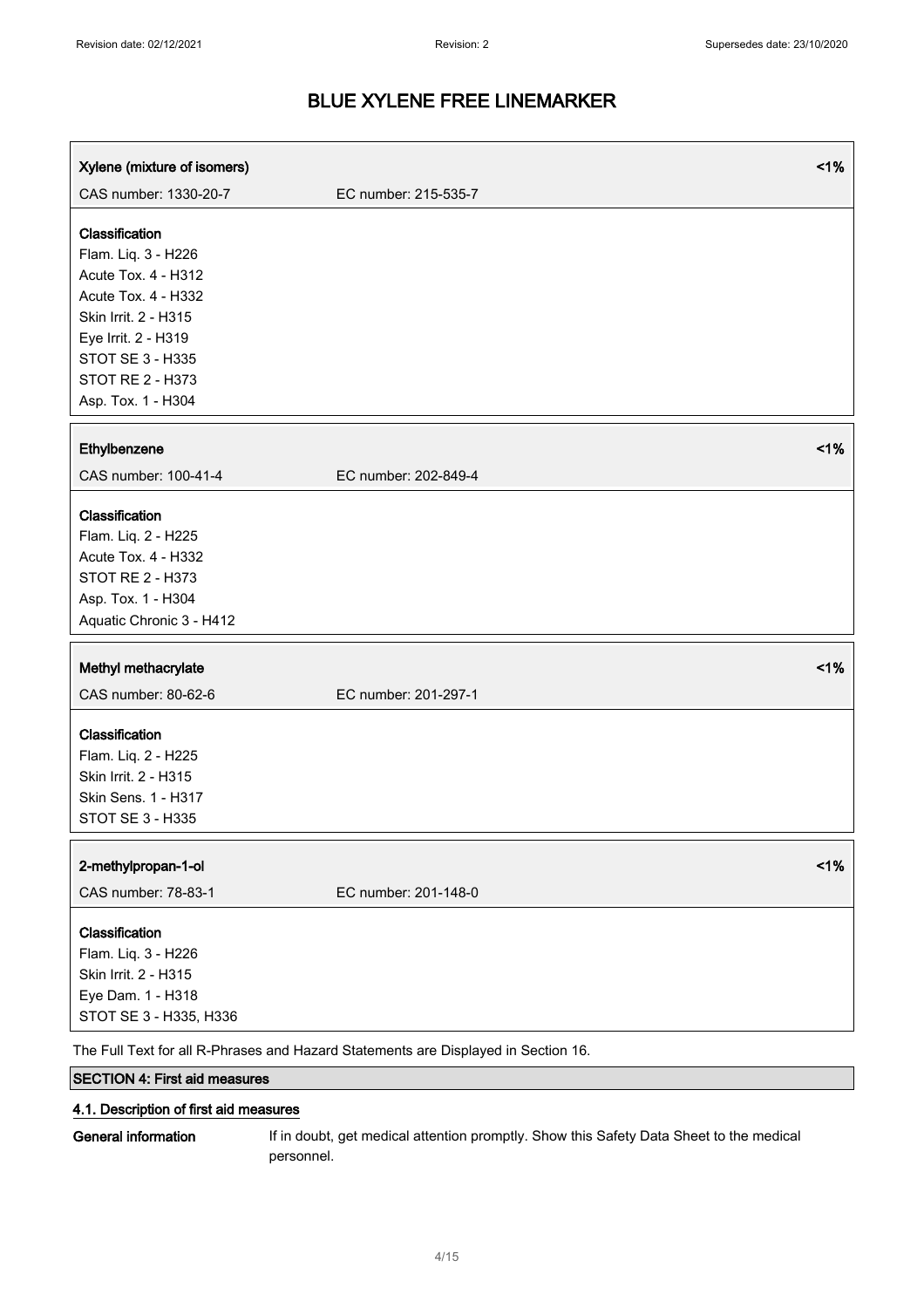# BLUE XYLENE FREE LINEMARKER

| Xylene (mixture of isomers) | | <1% |
|---|---|---|
| CAS number: 1330-20-7 | EC number: 215-535-7 | |

**Classification**
Flam. Liq. 3 - H226
Acute Tox. 4 - H312
Acute Tox. 4 - H332
Skin Irrit. 2 - H315
Eye Irrit. 2 - H319
STOT SE 3 - H335
STOT RE 2 - H373
Asp. Tox. 1 - H304

| Ethylbenzene | | <1% |
|---|---|---|
| CAS number: 100-41-4 | EC number: 202-849-4 | |

**Classification**
Flam. Liq. 2 - H225
Acute Tox. 4 - H332
STOT RE 2 - H373
Asp. Tox. 1 - H304
Aquatic Chronic 3 - H412

| Methyl methacrylate | | <1% |
|---|---|---|
| CAS number: 80-62-6 | EC number: 201-297-1 | |

**Classification**
Flam. Liq. 2 - H225
Skin Irrit. 2 - H315
Skin Sens. 1 - H317
STOT SE 3 - H335

| 2-methylpropan-1-ol | | <1% |
|---|---|---|
| CAS number: 78-83-1 | EC number: 201-148-0 | |

**Classification**
Flam. Liq. 3 - H226
Skin Irrit. 2 - H315
Eye Dam. 1 - H318
STOT SE 3 - H335, H336

The Full Text for all R-Phrases and Hazard Statements are Displayed in Section 16.

## SECTION 4: First aid measures

### 4.1. Description of first aid measures

**General information** If in doubt, get medical attention promptly. Show this Safety Data Sheet to the medical personnel.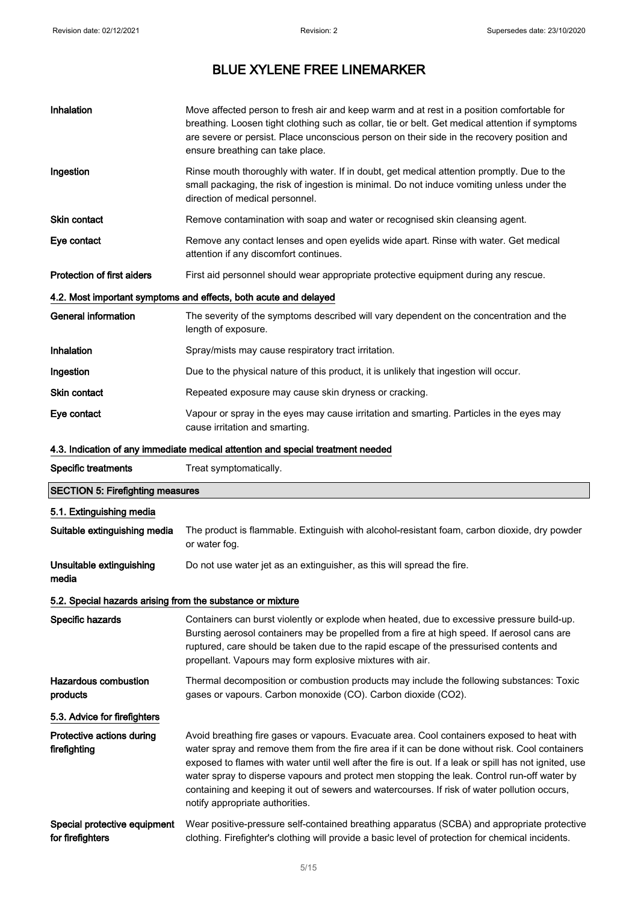**Inhalation** Move affected person to fresh air and keep warm and at rest in a position comfortable for breathing. Loosen tight clothing such as collar, tie or belt. Get medical attention if symptoms are severe or persist. Place unconscious person on their side in the recovery position and ensure breathing can take place.

**Ingestion** Rinse mouth thoroughly with water. If in doubt, get medical attention promptly. Due to the small packaging, the risk of ingestion is minimal. Do not induce vomiting unless under the direction of medical personnel.

**Skin contact** Remove contamination with soap and water or recognised skin cleansing agent.

**Eye contact** Remove any contact lenses and open eyelids wide apart. Rinse with water. Get medical attention if any discomfort continues.

**Protection of first aiders** First aid personnel should wear appropriate protective equipment during any rescue.

### 4.2. Most important symptoms and effects, both acute and delayed

**General information** The severity of the symptoms described will vary dependent on the concentration and the length of exposure.

**Inhalation** Spray/mists may cause respiratory tract irritation.

**Ingestion** Due to the physical nature of this product, it is unlikely that ingestion will occur.

**Skin contact** Repeated exposure may cause skin dryness or cracking.

**Eye contact** Vapour or spray in the eyes may cause irritation and smarting. Particles in the eyes may cause irritation and smarting.

### 4.3. Indication of any immediate medical attention and special treatment needed

**Specific treatments** Treat symptomatically.

## SECTION 5: Firefighting measures

### 5.1. Extinguishing media

**Suitable extinguishing media** The product is flammable. Extinguish with alcohol-resistant foam, carbon dioxide, dry powder or water fog.

**Unsuitable extinguishing media** Do not use water jet as an extinguisher, as this will spread the fire.

### 5.2. Special hazards arising from the substance or mixture

**Specific hazards** Containers can burst violently or explode when heated, due to excessive pressure build-up. Bursting aerosol containers may be propelled from a fire at high speed. If aerosol cans are ruptured, care should be taken due to the rapid escape of the pressurised contents and propellant. Vapours may form explosive mixtures with air.

**Hazardous combustion products** Thermal decomposition or combustion products may include the following substances: Toxic gases or vapours. Carbon monoxide (CO). Carbon dioxide ($CO_2$).

### 5.3. Advice for firefighters

**Protective actions during firefighting** Avoid breathing fire gases or vapours. Evacuate area. Cool containers exposed to heat with water spray and remove them from the fire area if it can be done without risk. Cool containers exposed to flames with water until well after the fire is out. If a leak or spill has not ignited, use water spray to disperse vapours and protect men stopping the leak. Control run-off water by containing and keeping it out of sewers and watercourses. If risk of water pollution occurs, notify appropriate authorities.

**Special protective equipment for firefighters** Wear positive-pressure self-contained breathing apparatus (SCBA) and appropriate protective clothing. Firefighter's clothing will provide a basic level of protection for chemical incidents.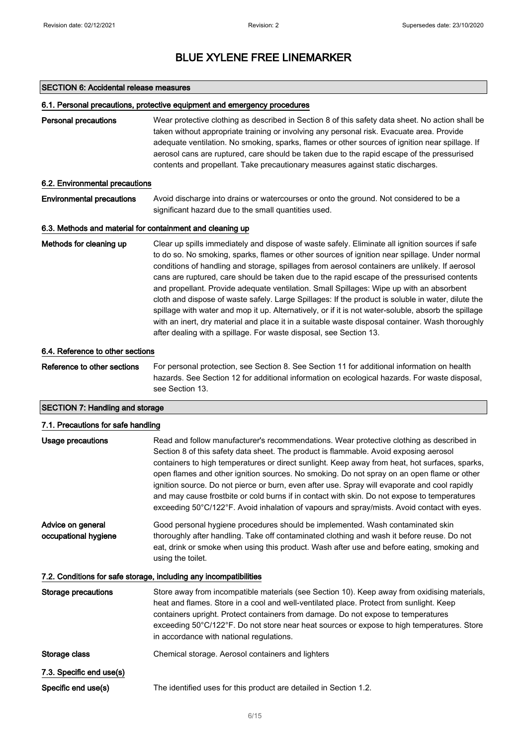# BLUE XYLENE FREE LINEMARKER

## SECTION 6: Accidental release measures

### 6.1. Personal precautions, protective equipment and emergency procedures

**Personal precautions**

Wear protective clothing as described in Section 8 of this safety data sheet. No action shall be taken without appropriate training or involving any personal risk. Evacuate area. Provide adequate ventilation. No smoking, sparks, flames or other sources of ignition near spillage. If aerosol cans are ruptured, care should be taken due to the rapid escape of the pressurised contents and propellant. Take precautionary measures against static discharges.

### 6.2. Environmental precautions

**Environmental precautions**

Avoid discharge into drains or watercourses or onto the ground. Not considered to be a significant hazard due to the small quantities used.

### 6.3. Methods and material for containment and cleaning up

**Methods for cleaning up**

Clear up spills immediately and dispose of waste safely. Eliminate all ignition sources if safe to do so. No smoking, sparks, flames or other sources of ignition near spillage. Under normal conditions of handling and storage, spillages from aerosol containers are unlikely. If aerosol cans are ruptured, care should be taken due to the rapid escape of the pressurised contents and propellant. Provide adequate ventilation. Small Spillages: Wipe up with an absorbent cloth and dispose of waste safely. Large Spillages: If the product is soluble in water, dilute the spillage with water and mop it up. Alternatively, or if it is not water-soluble, absorb the spillage with an inert, dry material and place it in a suitable waste disposal container. Wash thoroughly after dealing with a spillage. For waste disposal, see Section 13.

### 6.4. Reference to other sections

**Reference to other sections**

For personal protection, see Section 8. See Section 11 for additional information on health hazards. See Section 12 for additional information on ecological hazards. For waste disposal, see Section 13.

## SECTION 7: Handling and storage

### 7.1. Precautions for safe handling

**Usage precautions**

Read and follow manufacturer's recommendations. Wear protective clothing as described in Section 8 of this safety data sheet. The product is flammable. Avoid exposing aerosol containers to high temperatures or direct sunlight. Keep away from heat, hot surfaces, sparks, open flames and other ignition sources. No smoking. Do not spray on an open flame or other ignition source. Do not pierce or burn, even after use. Spray will evaporate and cool rapidly and may cause frostbite or cold burns if in contact with skin. Do not expose to temperatures exceeding 50°C/122°F. Avoid inhalation of vapours and spray/mists. Avoid contact with eyes.

**Advice on general occupational hygiene**

Good personal hygiene procedures should be implemented. Wash contaminated skin thoroughly after handling. Take off contaminated clothing and wash it before reuse. Do not eat, drink or smoke when using this product. Wash after use and before eating, smoking and using the toilet.

### 7.2. Conditions for safe storage, including any incompatibilities

**Storage precautions**

Store away from incompatible materials (see Section 10). Keep away from oxidising materials, heat and flames. Store in a cool and well-ventilated place. Protect from sunlight. Keep containers upright. Protect containers from damage. Do not expose to temperatures exceeding 50°C/122°F. Do not store near heat sources or expose to high temperatures. Store in accordance with national regulations.

**Storage class**

Chemical storage. Aerosol containers and lighters

### 7.3. Specific end use(s)

**Specific end use(s)**

The identified uses for this product are detailed in Section 1.2.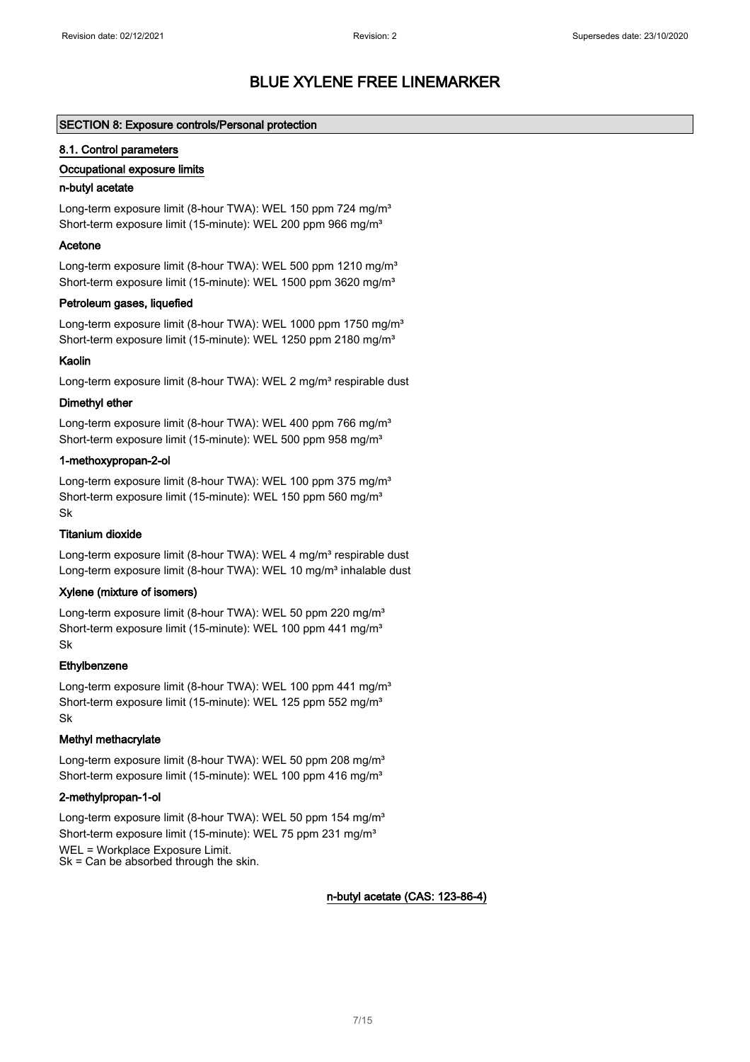# BLUE XYLENE FREE LINEMARKER

## SECTION 8: Exposure controls/Personal protection

### 8.1. Control parameters

#### Occupational exposure limits

**n-butyl acetate**

Long-term exposure limit (8-hour TWA): WEL 150 ppm 724 mg/m³
Short-term exposure limit (15-minute): WEL 200 ppm 966 mg/m³

**Acetone**

Long-term exposure limit (8-hour TWA): WEL 500 ppm 1210 mg/m³
Short-term exposure limit (15-minute): WEL 1500 ppm 3620 mg/m³

**Petroleum gases, liquefied**

Long-term exposure limit (8-hour TWA): WEL 1000 ppm 1750 mg/m³
Short-term exposure limit (15-minute): WEL 1250 ppm 2180 mg/m³

**Kaolin**

Long-term exposure limit (8-hour TWA): WEL 2 mg/m³ respirable dust

**Dimethyl ether**

Long-term exposure limit (8-hour TWA): WEL 400 ppm 766 mg/m³
Short-term exposure limit (15-minute): WEL 500 ppm 958 mg/m³

**1-methoxypropan-2-ol**

Long-term exposure limit (8-hour TWA): WEL 100 ppm 375 mg/m³
Short-term exposure limit (15-minute): WEL 150 ppm 560 mg/m³
Sk

**Titanium dioxide**

Long-term exposure limit (8-hour TWA): WEL 4 mg/m³ respirable dust
Long-term exposure limit (8-hour TWA): WEL 10 mg/m³ inhalable dust

**Xylene (mixture of isomers)**

Long-term exposure limit (8-hour TWA): WEL 50 ppm 220 mg/m³
Short-term exposure limit (15-minute): WEL 100 ppm 441 mg/m³
Sk

**Ethylbenzene**

Long-term exposure limit (8-hour TWA): WEL 100 ppm 441 mg/m³
Short-term exposure limit (15-minute): WEL 125 ppm 552 mg/m³
Sk

**Methyl methacrylate**

Long-term exposure limit (8-hour TWA): WEL 50 ppm 208 mg/m³
Short-term exposure limit (15-minute): WEL 100 ppm 416 mg/m³

**2-methylpropan-1-ol**

Long-term exposure limit (8-hour TWA): WEL 50 ppm 154 mg/m³
Short-term exposure limit (15-minute): WEL 75 ppm 231 mg/m³
WEL = Workplace Exposure Limit.
Sk = Can be absorbed through the skin.

**n-butyl acetate (CAS: 123-86-4)**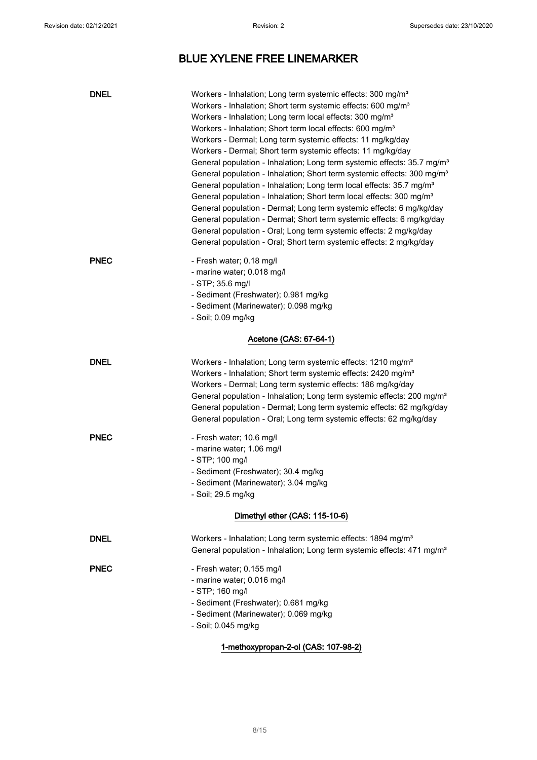| | |
|---|---|
| **DNEL** | Workers - Inhalation; Long term systemic effects: 300 mg/m³<br>Workers - Inhalation; Short term systemic effects: 600 mg/m³<br>Workers - Inhalation; Long term local effects: 300 mg/m³<br>Workers - Inhalation; Short term local effects: 600 mg/m³<br>Workers - Dermal; Long term systemic effects: 11 mg/kg/day<br>Workers - Dermal; Short term systemic effects: 11 mg/kg/day<br>General population - Inhalation; Long term systemic effects: 35.7 mg/m³<br>General population - Inhalation; Short term systemic effects: 300 mg/m³<br>General population - Inhalation; Long term local effects: 35.7 mg/m³<br>General population - Inhalation; Short term local effects: 300 mg/m³<br>General population - Dermal; Long term systemic effects: 6 mg/kg/day<br>General population - Dermal; Short term systemic effects: 6 mg/kg/day<br>General population - Oral; Long term systemic effects: 2 mg/kg/day<br>General population - Oral; Short term systemic effects: 2 mg/kg/day |
| **PNEC** | - Fresh water; 0.18 mg/l<br>- marine water; 0.018 mg/l<br>- STP; 35.6 mg/l<br>- Sediment (Freshwater); 0.981 mg/kg<br>- Sediment (Marinewater); 0.098 mg/kg<br>- Soil; 0.09 mg/kg |

<u>Acetone (CAS: 67-64-1)</u>

| | |
|---|---|
| **DNEL** | Workers - Inhalation; Long term systemic effects: 1210 mg/m³<br>Workers - Inhalation; Short term systemic effects: 2420 mg/m³<br>Workers - Dermal; Long term systemic effects: 186 mg/kg/day<br>General population - Inhalation; Long term systemic effects: 200 mg/m³<br>General population - Dermal; Long term systemic effects: 62 mg/kg/day<br>General population - Oral; Long term systemic effects: 62 mg/kg/day |
| **PNEC** | - Fresh water; 10.6 mg/l<br>- marine water; 1.06 mg/l<br>- STP; 100 mg/l<br>- Sediment (Freshwater); 30.4 mg/kg<br>- Sediment (Marinewater); 3.04 mg/kg<br>- Soil; 29.5 mg/kg |

<u>Dimethyl ether (CAS: 115-10-6)</u>

| | |
|---|---|
| **DNEL** | Workers - Inhalation; Long term systemic effects: 1894 mg/m³<br>General population - Inhalation; Long term systemic effects: 471 mg/m³ |
| **PNEC** | - Fresh water; 0.155 mg/l<br>- marine water; 0.016 mg/l<br>- STP; 160 mg/l<br>- Sediment (Freshwater); 0.681 mg/kg<br>- Sediment (Marinewater); 0.069 mg/kg<br>- Soil; 0.045 mg/kg |

<u>1-methoxypropan-2-ol (CAS: 107-98-2)</u>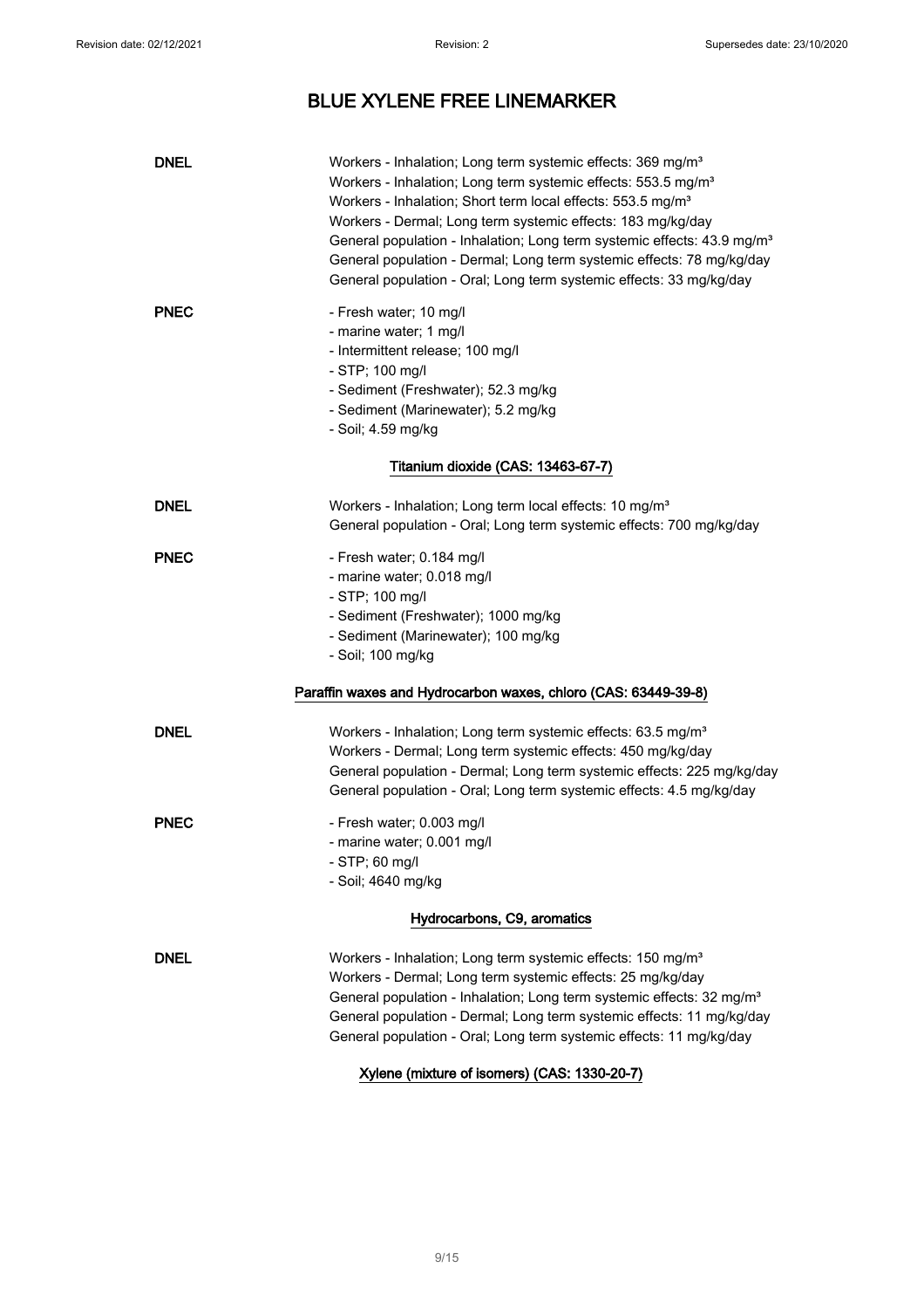# BLUE XYLENE FREE LINEMARKER

**DNEL**

Workers - Inhalation; Long term systemic effects: 369 mg/m³
Workers - Inhalation; Long term systemic effects: 553.5 mg/m³
Workers - Inhalation; Short term local effects: 553.5 mg/m³
Workers - Dermal; Long term systemic effects: 183 mg/kg/day
General population - Inhalation; Long term systemic effects: 43.9 mg/m³
General population - Dermal; Long term systemic effects: 78 mg/kg/day
General population - Oral; Long term systemic effects: 33 mg/kg/day

**PNEC**

- Fresh water; 10 mg/l
- marine water; 1 mg/l
- Intermittent release; 100 mg/l
- STP; 100 mg/l
- Sediment (Freshwater); 52.3 mg/kg
- Sediment (Marinewater); 5.2 mg/kg
- Soil; 4.59 mg/kg

### Titanium dioxide (CAS: 13463-67-7)

**DNEL**

Workers - Inhalation; Long term local effects: 10 mg/m³
General population - Oral; Long term systemic effects: 700 mg/kg/day

**PNEC**

- Fresh water; 0.184 mg/l
- marine water; 0.018 mg/l
- STP; 100 mg/l
- Sediment (Freshwater); 1000 mg/kg
- Sediment (Marinewater); 100 mg/kg
- Soil; 100 mg/kg

### Paraffin waxes and Hydrocarbon waxes, chloro (CAS: 63449-39-8)

**DNEL**

Workers - Inhalation; Long term systemic effects: 63.5 mg/m³
Workers - Dermal; Long term systemic effects: 450 mg/kg/day
General population - Dermal; Long term systemic effects: 225 mg/kg/day
General population - Oral; Long term systemic effects: 4.5 mg/kg/day

**PNEC**

- Fresh water; 0.003 mg/l
- marine water; 0.001 mg/l
- STP; 60 mg/l
- Soil; 4640 mg/kg

### Hydrocarbons, C9, aromatics

**DNEL**

Workers - Inhalation; Long term systemic effects: 150 mg/m³
Workers - Dermal; Long term systemic effects: 25 mg/kg/day
General population - Inhalation; Long term systemic effects: 32 mg/m³
General population - Dermal; Long term systemic effects: 11 mg/kg/day
General population - Oral; Long term systemic effects: 11 mg/kg/day

### Xylene (mixture of isomers) (CAS: 1330-20-7)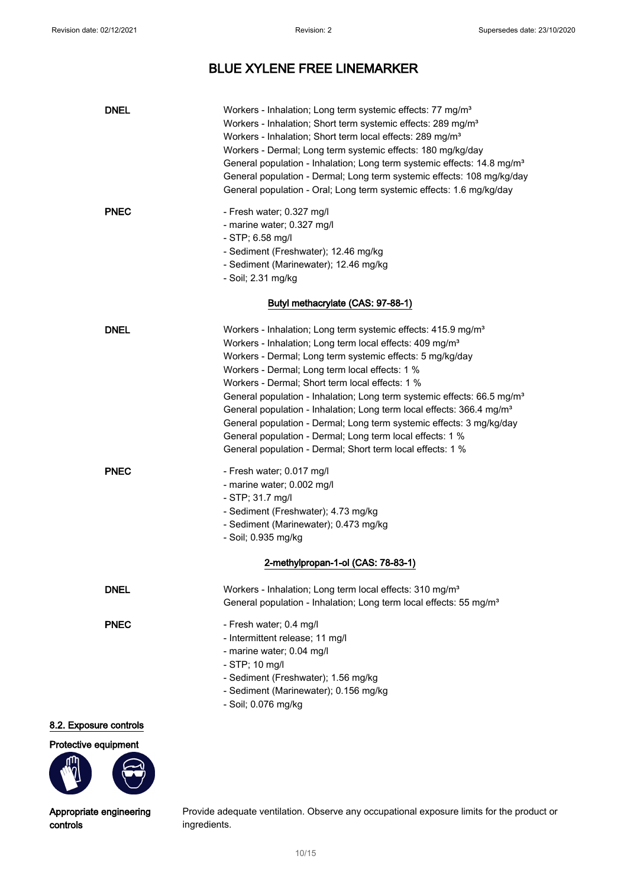# BLUE XYLENE FREE LINEMARKER

**DNEL**

Workers - Inhalation; Long term systemic effects: 77 mg/m³
Workers - Inhalation; Short term systemic effects: 289 mg/m³
Workers - Inhalation; Short term local effects: 289 mg/m³
Workers - Dermal; Long term systemic effects: 180 mg/kg/day
General population - Inhalation; Long term systemic effects: 14.8 mg/m³
General population - Dermal; Long term systemic effects: 108 mg/kg/day
General population - Oral; Long term systemic effects: 1.6 mg/kg/day

**PNEC**

- Fresh water; 0.327 mg/l
- marine water; 0.327 mg/l
- STP; 6.58 mg/l
- Sediment (Freshwater); 12.46 mg/kg
- Sediment (Marinewater); 12.46 mg/kg
- Soil; 2.31 mg/kg

**Butyl methacrylate (CAS: 97-88-1)**

**DNEL**

Workers - Inhalation; Long term systemic effects: 415.9 mg/m³
Workers - Inhalation; Long term local effects: 409 mg/m³
Workers - Dermal; Long term systemic effects: 5 mg/kg/day
Workers - Dermal; Long term local effects: 1 %
Workers - Dermal; Short term local effects: 1 %
General population - Inhalation; Long term systemic effects: 66.5 mg/m³
General population - Inhalation; Long term local effects: 366.4 mg/m³
General population - Dermal; Long term systemic effects: 3 mg/kg/day
General population - Dermal; Long term local effects: 1 %
General population - Dermal; Short term local effects: 1 %

**PNEC**

- Fresh water; 0.017 mg/l
- marine water; 0.002 mg/l
- STP; 31.7 mg/l
- Sediment (Freshwater); 4.73 mg/kg
- Sediment (Marinewater); 0.473 mg/kg
- Soil; 0.935 mg/kg

**2-methylpropan-1-ol (CAS: 78-83-1)**

**DNEL**

Workers - Inhalation; Long term local effects: 310 mg/m³
General population - Inhalation; Long term local effects: 55 mg/m³

**PNEC**

- Fresh water; 0.4 mg/l
- Intermittent release; 11 mg/l
- marine water; 0.04 mg/l
- STP; 10 mg/l
- Sediment (Freshwater); 1.56 mg/kg
- Sediment (Marinewater); 0.156 mg/kg
- Soil; 0.076 mg/kg

## 8.2. Exposure controls

**Protective equipment**

**Appropriate engineering controls**

Provide adequate ventilation. Observe any occupational exposure limits for the product or ingredients.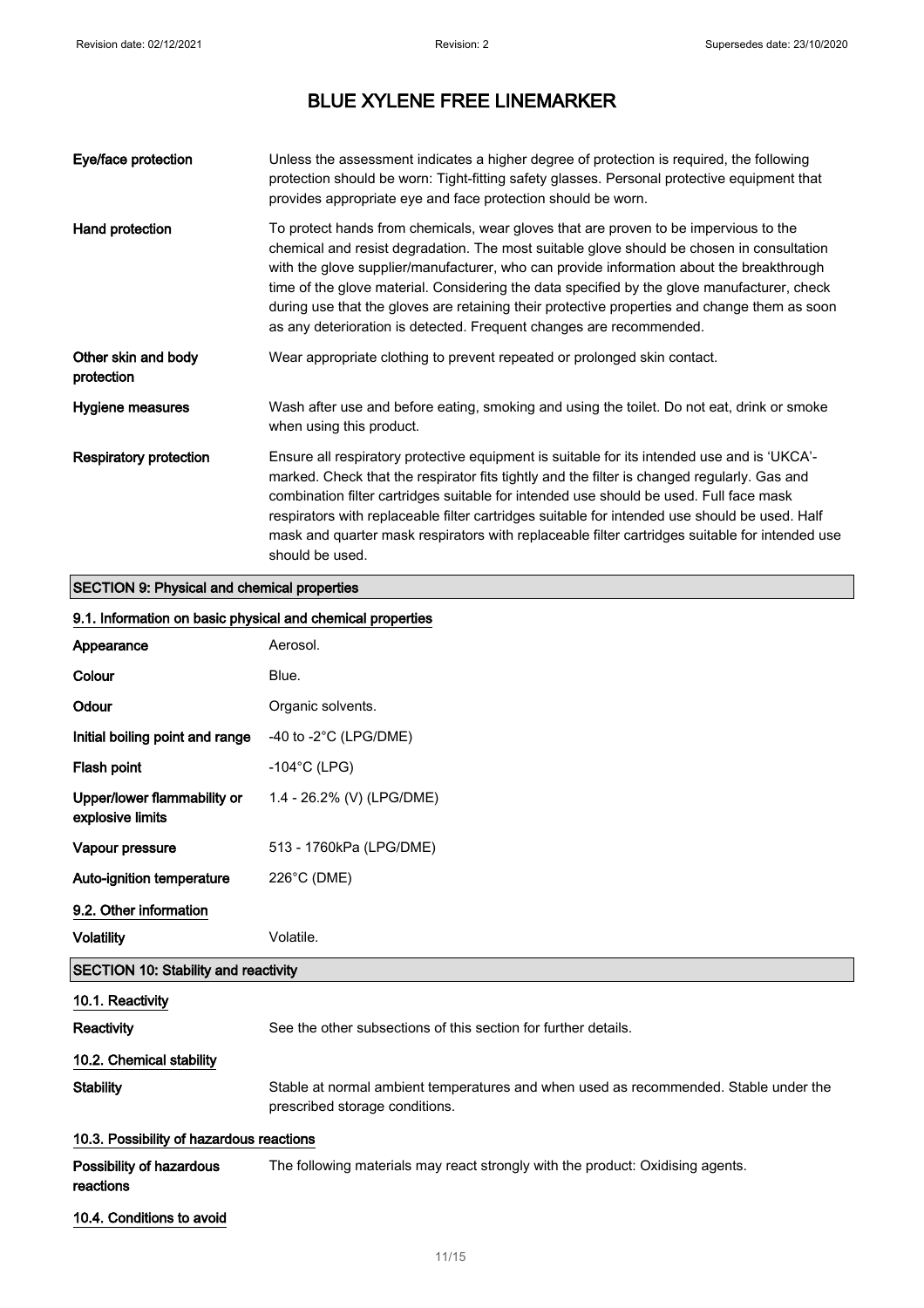| | |
|---|---|
| **Eye/face protection** | Unless the assessment indicates a higher degree of protection is required, the following protection should be worn: Tight-fitting safety glasses. Personal protective equipment that provides appropriate eye and face protection should be worn. |
| **Hand protection** | To protect hands from chemicals, wear gloves that are proven to be impervious to the chemical and resist degradation. The most suitable glove should be chosen in consultation with the glove supplier/manufacturer, who can provide information about the breakthrough time of the glove material. Considering the data specified by the glove manufacturer, check during use that the gloves are retaining their protective properties and change them as soon as any deterioration is detected. Frequent changes are recommended. |
| **Other skin and body protection** | Wear appropriate clothing to prevent repeated or prolonged skin contact. |
| **Hygiene measures** | Wash after use and before eating, smoking and using the toilet. Do not eat, drink or smoke when using this product. |
| **Respiratory protection** | Ensure all respiratory protective equipment is suitable for its intended use and is 'UKCA'-marked. Check that the respirator fits tightly and the filter is changed regularly. Gas and combination filter cartridges suitable for intended use should be used. Full face mask respirators with replaceable filter cartridges suitable for intended use should be used. Half mask and quarter mask respirators with replaceable filter cartridges suitable for intended use should be used. |

## SECTION 9: Physical and chemical properties

### 9.1. Information on basic physical and chemical properties

| | |
|---|---|
| **Appearance** | Aerosol. |
| **Colour** | Blue. |
| **Odour** | Organic solvents. |
| **Initial boiling point and range** | -40 to -2°C (LPG/DME) |
| **Flash point** | -104°C (LPG) |
| **Upper/lower flammability or explosive limits** | 1.4 - 26.2% (V) (LPG/DME) |
| **Vapour pressure** | 513 - 1760kPa (LPG/DME) |
| **Auto-ignition temperature** | 226°C (DME) |

### 9.2. Other information

| | |
|---|---|
| **Volatility** | Volatile. |

## SECTION 10: Stability and reactivity

### 10.1. Reactivity

| | |
|---|---|
| **Reactivity** | See the other subsections of this section for further details. |

### 10.2. Chemical stability

| | |
|---|---|
| **Stability** | Stable at normal ambient temperatures and when used as recommended. Stable under the prescribed storage conditions. |

### 10.3. Possibility of hazardous reactions

| | |
|---|---|
| **Possibility of hazardous reactions** | The following materials may react strongly with the product: Oxidising agents. |

### 10.4. Conditions to avoid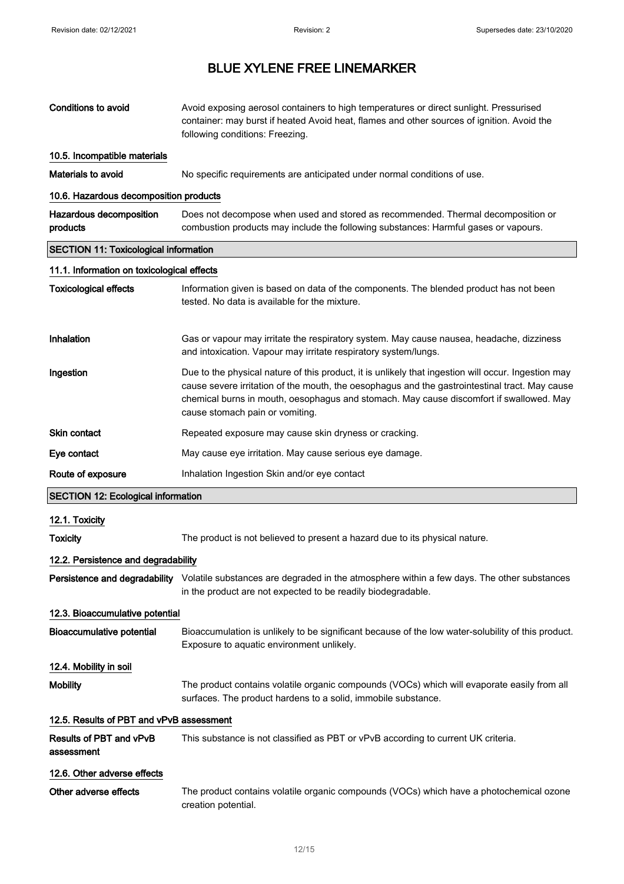# BLUE XYLENE FREE LINEMARKER

**Conditions to avoid** Avoid exposing aerosol containers to high temperatures or direct sunlight. Pressurised container: may burst if heated Avoid heat, flames and other sources of ignition. Avoid the following conditions: Freezing.

### 10.5. Incompatible materials

**Materials to avoid** No specific requirements are anticipated under normal conditions of use.

### 10.6. Hazardous decomposition products

**Hazardous decomposition products** Does not decompose when used and stored as recommended. Thermal decomposition or combustion products may include the following substances: Harmful gases or vapours.

## SECTION 11: Toxicological information

### 11.1. Information on toxicological effects

**Toxicological effects** Information given is based on data of the components. The blended product has not been tested. No data is available for the mixture.

**Inhalation** Gas or vapour may irritate the respiratory system. May cause nausea, headache, dizziness and intoxication. Vapour may irritate respiratory system/lungs.

**Ingestion** Due to the physical nature of this product, it is unlikely that ingestion will occur. Ingestion may cause severe irritation of the mouth, the oesophagus and the gastrointestinal tract. May cause chemical burns in mouth, oesophagus and stomach. May cause discomfort if swallowed. May cause stomach pain or vomiting.

**Skin contact** Repeated exposure may cause skin dryness or cracking.

**Eye contact** May cause eye irritation. May cause serious eye damage.

**Route of exposure** Inhalation Ingestion Skin and/or eye contact

## SECTION 12: Ecological information

### 12.1. Toxicity

**Toxicity** The product is not believed to present a hazard due to its physical nature.

### 12.2. Persistence and degradability

**Persistence and degradability** Volatile substances are degraded in the atmosphere within a few days. The other substances in the product are not expected to be readily biodegradable.

### 12.3. Bioaccumulative potential

**Bioaccumulative potential** Bioaccumulation is unlikely to be significant because of the low water-solubility of this product. Exposure to aquatic environment unlikely.

### 12.4. Mobility in soil

**Mobility** The product contains volatile organic compounds (VOCs) which will evaporate easily from all surfaces. The product hardens to a solid, immobile substance.

### 12.5. Results of PBT and vPvB assessment

**Results of PBT and vPvB assessment** This substance is not classified as PBT or vPvB according to current UK criteria.

### 12.6. Other adverse effects

**Other adverse effects** The product contains volatile organic compounds (VOCs) which have a photochemical ozone creation potential.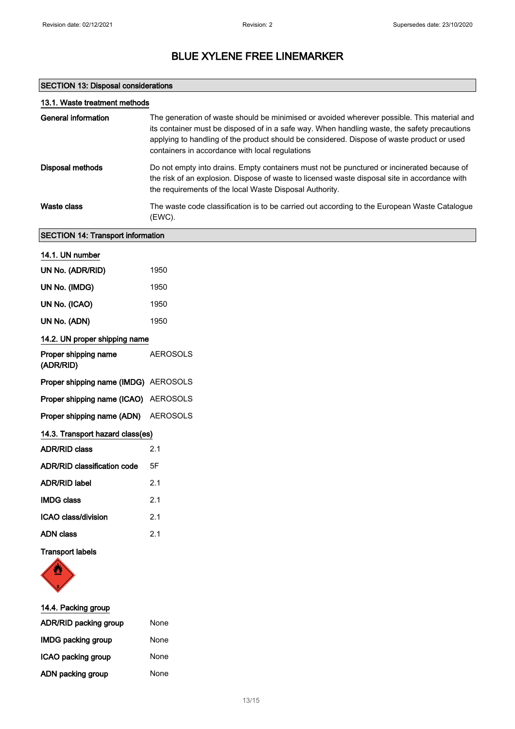# BLUE XYLENE FREE LINEMARKER

## SECTION 13: Disposal considerations

### 13.1. Waste treatment methods

| | |
|---|---|
| **General information** | The generation of waste should be minimised or avoided wherever possible. This material and its container must be disposed of in a safe way. When handling waste, the safety precautions applying to handling of the product should be considered. Dispose of waste product or used containers in accordance with local regulations |
| **Disposal methods** | Do not empty into drains. Empty containers must not be punctured or incinerated because of the risk of an explosion. Dispose of waste to licensed waste disposal site in accordance with the requirements of the local Waste Disposal Authority. |
| **Waste class** | The waste code classification is to be carried out according to the European Waste Catalogue (EWC). |

## SECTION 14: Transport information

### 14.1. UN number

| | |
|---|---|
| **UN No. (ADR/RID)** | 1950 |
| **UN No. (IMDG)** | 1950 |
| **UN No. (ICAO)** | 1950 |
| **UN No. (ADN)** | 1950 |

### 14.2. UN proper shipping name

| | |
|---|---|
| **Proper shipping name (ADR/RID)** | AEROSOLS |
| **Proper shipping name (IMDG)** | AEROSOLS |
| **Proper shipping name (ICAO)** | AEROSOLS |
| **Proper shipping name (ADN)** | AEROSOLS |

### 14.3. Transport hazard class(es)

| | |
|---|---|
| **ADR/RID class** | 2.1 |
| **ADR/RID classification code** | 5F |
| **ADR/RID label** | 2.1 |
| **IMDG class** | 2.1 |
| **ICAO class/division** | 2.1 |
| **ADN class** | 2.1 |

**Transport labels**

### 14.4. Packing group

| | |
|---|---|
| **ADR/RID packing group** | None |
| **IMDG packing group** | None |
| **ICAO packing group** | None |
| **ADN packing group** | None |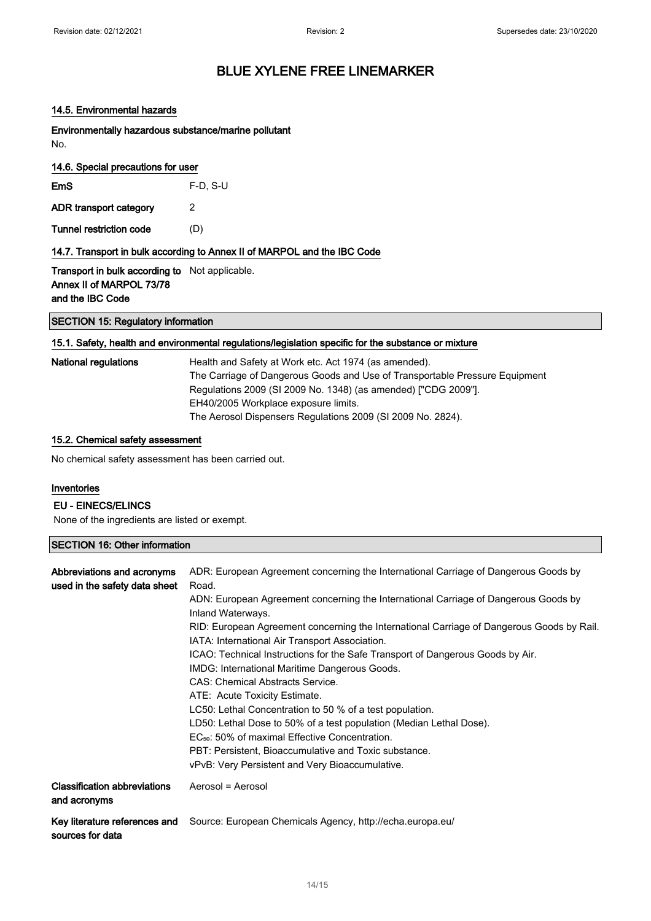# BLUE XYLENE FREE LINEMARKER

### 14.5. Environmental hazards

**Environmentally hazardous substance/marine pollutant**

No.

### 14.6. Special precautions for user

| | |
|---|---|
| **EmS** | F-D, S-U |
| **ADR transport category** | 2 |
| **Tunnel restriction code** | (D) |

### 14.7. Transport in bulk according to Annex II of MARPOL and the IBC Code

| | |
|---|---|
| **Transport in bulk according to Annex II of MARPOL 73/78 and the IBC Code** | Not applicable. |

## SECTION 15: Regulatory information

### 15.1. Safety, health and environmental regulations/legislation specific for the substance or mixture

**National regulations**

Health and Safety at Work etc. Act 1974 (as amended).
The Carriage of Dangerous Goods and Use of Transportable Pressure Equipment Regulations 2009 (SI 2009 No. 1348) (as amended) ["CDG 2009"].
EH40/2005 Workplace exposure limits.
The Aerosol Dispensers Regulations 2009 (SI 2009 No. 2824).

### 15.2. Chemical safety assessment

No chemical safety assessment has been carried out.

### Inventories

**EU - EINECS/ELINCS**

None of the ingredients are listed or exempt.

## SECTION 16: Other information

**Abbreviations and acronyms used in the safety data sheet**

ADR: European Agreement concerning the International Carriage of Dangerous Goods by Road.
ADN: European Agreement concerning the International Carriage of Dangerous Goods by Inland Waterways.
RID: European Agreement concerning the International Carriage of Dangerous Goods by Rail.
IATA: International Air Transport Association.
ICAO: Technical Instructions for the Safe Transport of Dangerous Goods by Air.
IMDG: International Maritime Dangerous Goods.
CAS: Chemical Abstracts Service.
ATE: Acute Toxicity Estimate.
LC50: Lethal Concentration to 50 % of a test population.
LD50: Lethal Dose to 50% of a test population (Median Lethal Dose).
$EC_{50}$: 50% of maximal Effective Concentration.
PBT: Persistent, Bioaccumulative and Toxic substance.
vPvB: Very Persistent and Very Bioaccumulative.

**Classification abbreviations and acronyms**

Aerosol = Aerosol

**Key literature references and sources for data**

Source: European Chemicals Agency, http://echa.europa.eu/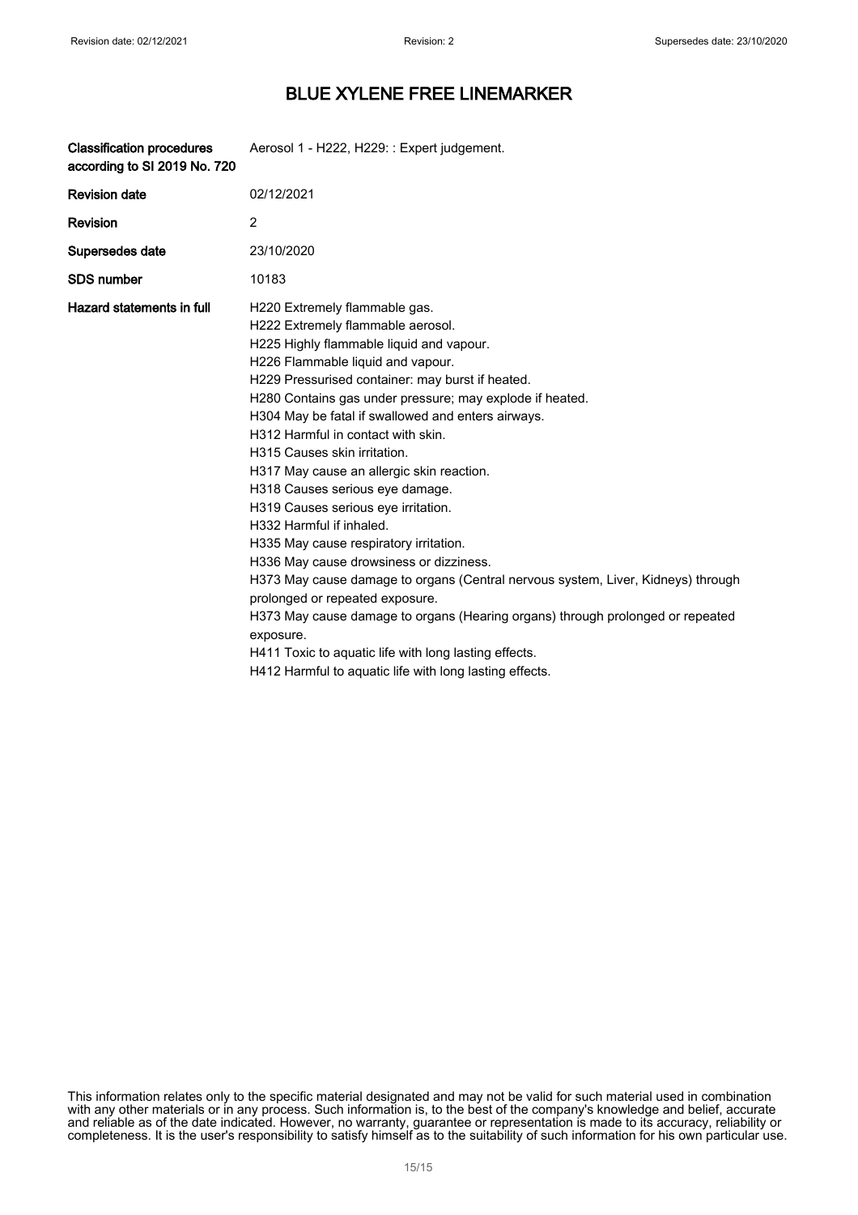# BLUE XYLENE FREE LINEMARKER

| | |
|---|---|
| **Classification procedures according to SI 2019 No. 720** | Aerosol 1 - H222, H229: : Expert judgement. |
| **Revision date** | 02/12/2021 |
| **Revision** | 2 |
| **Supersedes date** | 23/10/2020 |
| **SDS number** | 10183 |
| **Hazard statements in full** | H220 Extremely flammable gas.<br>H222 Extremely flammable aerosol.<br>H225 Highly flammable liquid and vapour.<br>H226 Flammable liquid and vapour.<br>H229 Pressurised container: may burst if heated.<br>H280 Contains gas under pressure; may explode if heated.<br>H304 May be fatal if swallowed and enters airways.<br>H312 Harmful in contact with skin.<br>H315 Causes skin irritation.<br>H317 May cause an allergic skin reaction.<br>H318 Causes serious eye damage.<br>H319 Causes serious eye irritation.<br>H332 Harmful if inhaled.<br>H335 May cause respiratory irritation.<br>H336 May cause drowsiness or dizziness.<br>H373 May cause damage to organs (Central nervous system, Liver, Kidneys) through prolonged or repeated exposure.<br>H373 May cause damage to organs (Hearing organs) through prolonged or repeated exposure.<br>H411 Toxic to aquatic life with long lasting effects.<br>H412 Harmful to aquatic life with long lasting effects. |

This information relates only to the specific material designated and may not be valid for such material used in combination with any other materials or in any process. Such information is, to the best of the company's knowledge and belief, accurate and reliable as of the date indicated. However, no warranty, guarantee or representation is made to its accuracy, reliability or completeness. It is the user's responsibility to satisfy himself as to the suitability of such information for his own particular use.